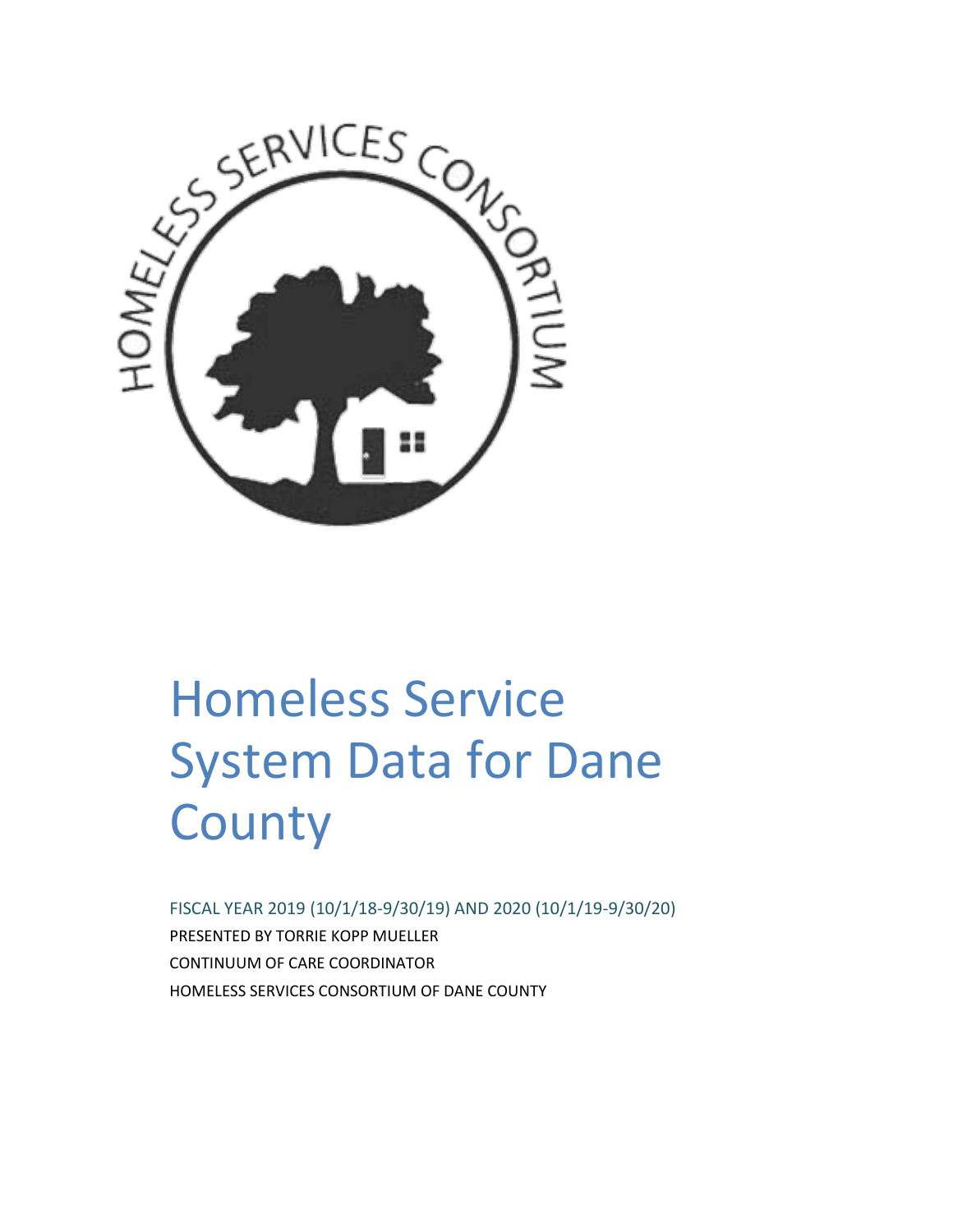# Homeless Service System Data for Dane County

FISCAL YEAR 2019 (10/1/18-9/30/19) AND 2020 (10/1/19-9/30/20)

PRESENTED BY TORRIE KOPP MUELLER

CONTINUUM OF CARE COORDINATOR

HOMELESS SERVICES CONSORTIUM OF DANE COUNTY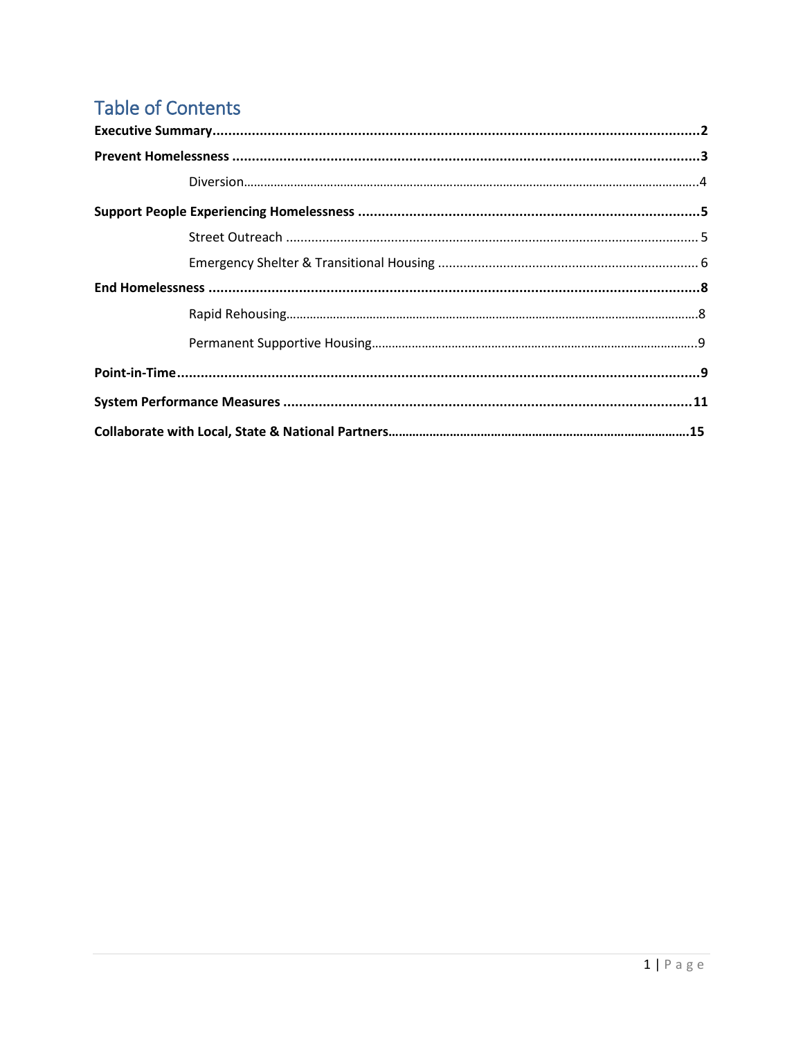# Table of Contents

**Executive Summary** .......... **2**

**Prevent Homelessness** .......... **3**

- Diversion .......... 4

**Support People Experiencing Homelessness** .......... **5**

- Street Outreach .......... 5
- Emergency Shelter & Transitional Housing .......... 6

**End Homelessness** .......... **8**

- Rapid Rehousing .......... 8
- Permanent Supportive Housing .......... 9

**Point-in-Time** .......... **9**

**System Performance Measures** .......... **11**

**Collaborate with Local, State & National Partners** .......... **15**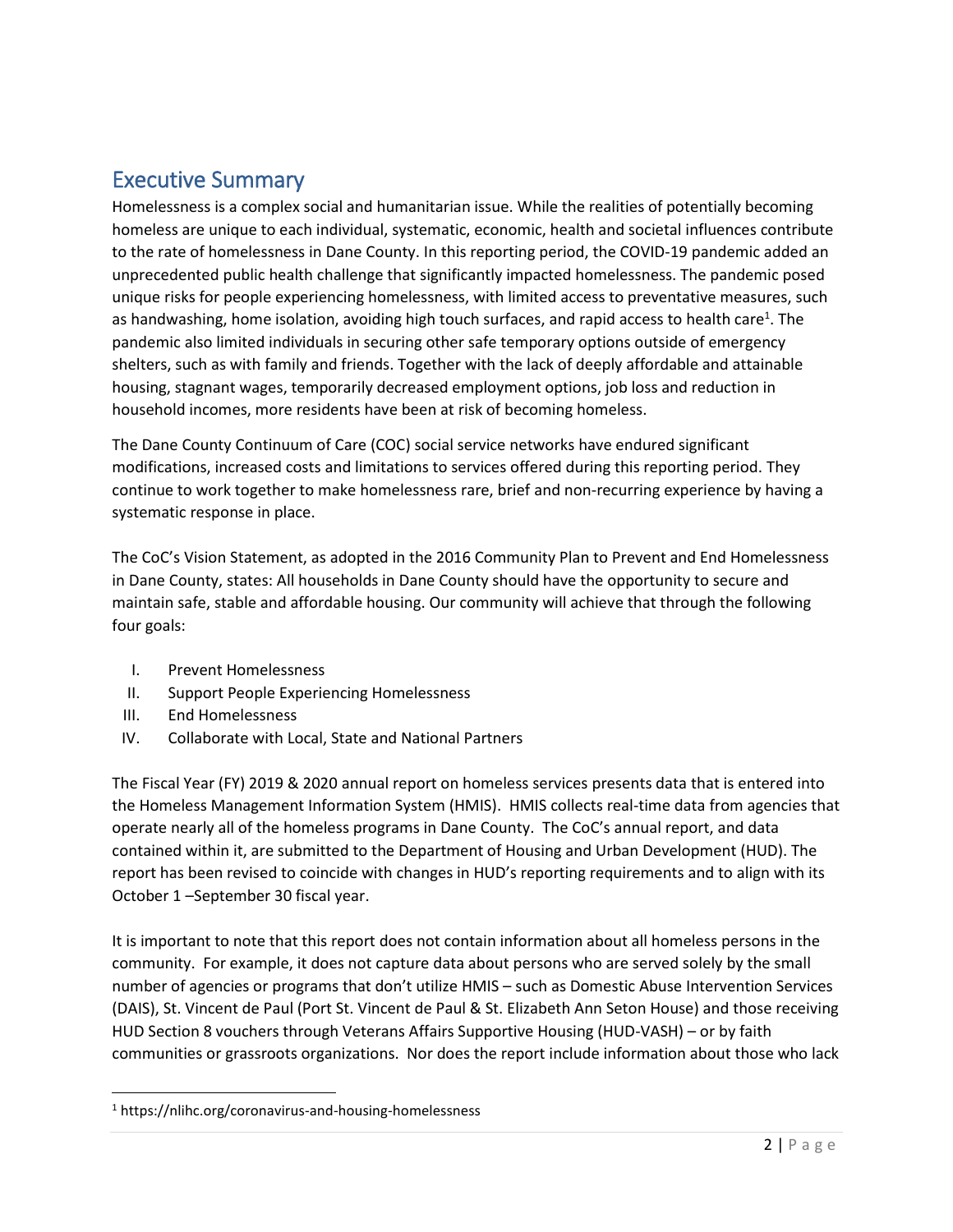## Executive Summary

Homelessness is a complex social and humanitarian issue. While the realities of potentially becoming homeless are unique to each individual, systematic, economic, health and societal influences contribute to the rate of homelessness in Dane County. In this reporting period, the COVID-19 pandemic added an unprecedented public health challenge that significantly impacted homelessness. The pandemic posed unique risks for people experiencing homelessness, with limited access to preventative measures, such as handwashing, home isolation, avoiding high touch surfaces, and rapid access to health care[1]. The pandemic also limited individuals in securing other safe temporary options outside of emergency shelters, such as with family and friends. Together with the lack of deeply affordable and attainable housing, stagnant wages, temporarily decreased employment options, job loss and reduction in household incomes, more residents have been at risk of becoming homeless.

The Dane County Continuum of Care (COC) social service networks have endured significant modifications, increased costs and limitations to services offered during this reporting period. They continue to work together to make homelessness rare, brief and non-recurring experience by having a systematic response in place.

The CoC's Vision Statement, as adopted in the 2016 Community Plan to Prevent and End Homelessness in Dane County, states: All households in Dane County should have the opportunity to secure and maintain safe, stable and affordable housing. Our community will achieve that through the following four goals:

I. Prevent Homelessness
II. Support People Experiencing Homelessness
III. End Homelessness
IV. Collaborate with Local, State and National Partners

The Fiscal Year (FY) 2019 & 2020 annual report on homeless services presents data that is entered into the Homeless Management Information System (HMIS). HMIS collects real-time data from agencies that operate nearly all of the homeless programs in Dane County. The CoC's annual report, and data contained within it, are submitted to the Department of Housing and Urban Development (HUD). The report has been revised to coincide with changes in HUD's reporting requirements and to align with its October 1 –September 30 fiscal year.

It is important to note that this report does not contain information about all homeless persons in the community. For example, it does not capture data about persons who are served solely by the small number of agencies or programs that don't utilize HMIS – such as Domestic Abuse Intervention Services (DAIS), St. Vincent de Paul (Port St. Vincent de Paul & St. Elizabeth Ann Seton House) and those receiving HUD Section 8 vouchers through Veterans Affairs Supportive Housing (HUD-VASH) – or by faith communities or grassroots organizations. Nor does the report include information about those who lack

[1] https://nlihc.org/coronavirus-and-housing-homelessness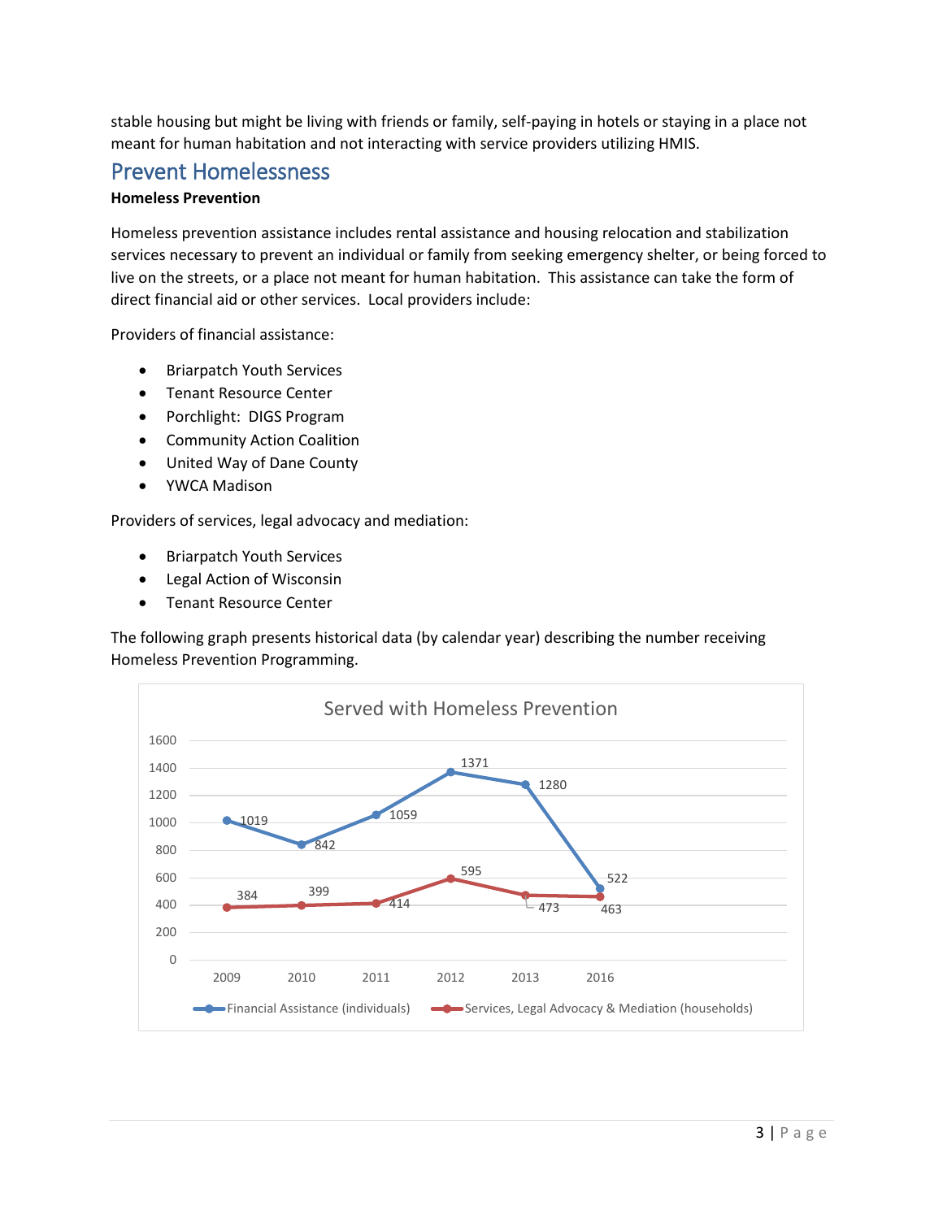stable housing but might be living with friends or family, self-paying in hotels or staying in a place not meant for human habitation and not interacting with service providers utilizing HMIS.

## Prevent Homelessness

**Homeless Prevention**

Homeless prevention assistance includes rental assistance and housing relocation and stabilization services necessary to prevent an individual or family from seeking emergency shelter, or being forced to live on the streets, or a place not meant for human habitation. This assistance can take the form of direct financial aid or other services. Local providers include:

Providers of financial assistance:

- Briarpatch Youth Services
- Tenant Resource Center
- Porchlight: DIGS Program
- Community Action Coalition
- United Way of Dane County
- YWCA Madison

Providers of services, legal advocacy and mediation:

- Briarpatch Youth Services
- Legal Action of Wisconsin
- Tenant Resource Center

The following graph presents historical data (by calendar year) describing the number receiving Homeless Prevention Programming.

**Served with Homeless Prevention**

| Year | Financial Assistance (individuals) | Services, Legal Advocacy & Mediation (households) |
|---|---|---|
| 2009 | 1019 | 384 |
| 2010 | 842 | 399 |
| 2011 | 1059 | 414 |
| 2012 | 1371 | 595 |
| 2013 | 1280 | 473 |
| 2016 | 522 | 463 |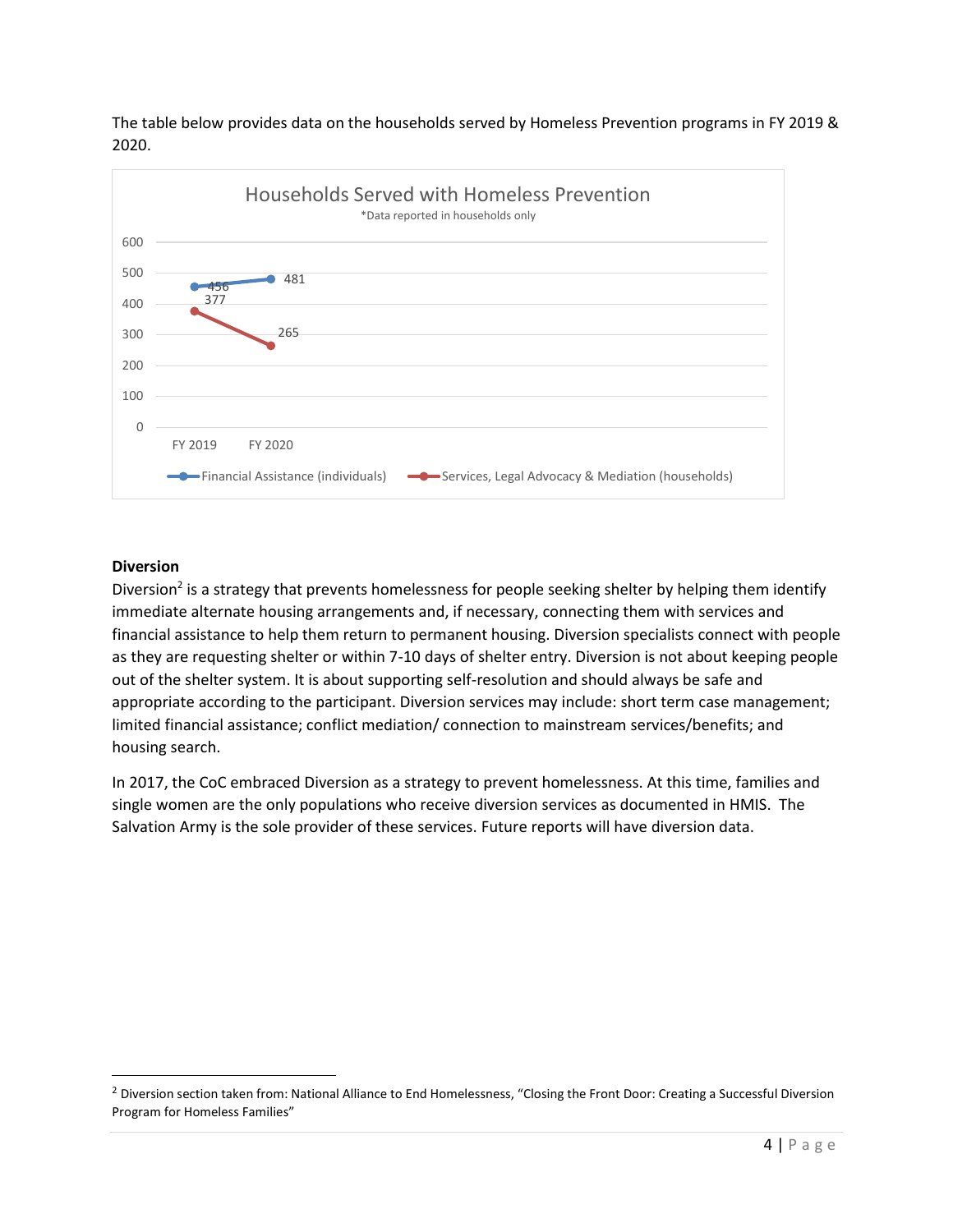The table below provides data on the households served by Homeless Prevention programs in FY 2019 & 2020.

Households Served with Homeless Prevention

*Data reported in households only

| | FY 2019 | FY 2020 |
|---|---|---|
| Financial Assistance (individuals) | 456 | 481 |
| Services, Legal Advocacy & Mediation (households) | 377 | 265 |

**Diversion**

Diversion[2] is a strategy that prevents homelessness for people seeking shelter by helping them identify immediate alternate housing arrangements and, if necessary, connecting them with services and financial assistance to help them return to permanent housing. Diversion specialists connect with people as they are requesting shelter or within 7-10 days of shelter entry. Diversion is not about keeping people out of the shelter system. It is about supporting self-resolution and should always be safe and appropriate according to the participant. Diversion services may include: short term case management; limited financial assistance; conflict mediation/ connection to mainstream services/benefits; and housing search.

In 2017, the CoC embraced Diversion as a strategy to prevent homelessness. At this time, families and single women are the only populations who receive diversion services as documented in HMIS. The Salvation Army is the sole provider of these services. Future reports will have diversion data.

[2] Diversion section taken from: National Alliance to End Homelessness, "Closing the Front Door: Creating a Successful Diversion Program for Homeless Families"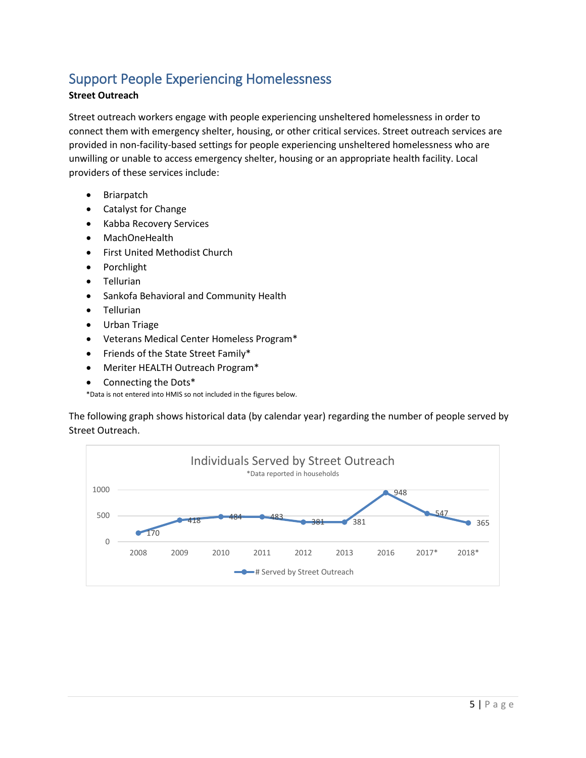## Support People Experiencing Homelessness

**Street Outreach**

Street outreach workers engage with people experiencing unsheltered homelessness in order to connect them with emergency shelter, housing, or other critical services. Street outreach services are provided in non-facility-based settings for people experiencing unsheltered homelessness who are unwilling or unable to access emergency shelter, housing or an appropriate health facility. Local providers of these services include:

- Briarpatch
- Catalyst for Change
- Kabba Recovery Services
- MachOneHealth
- First United Methodist Church
- Porchlight
- Tellurian
- Sankofa Behavioral and Community Health
- Tellurian
- Urban Triage
- Veterans Medical Center Homeless Program*
- Friends of the State Street Family*
- Meriter HEALTH Outreach Program*
- Connecting the Dots*

*Data is not entered into HMIS so not included in the figures below.

The following graph shows historical data (by calendar year) regarding the number of people served by Street Outreach.

**Individuals Served by Street Outreach**

*Data reported in households

| Year | # Served by Street Outreach |
|---|---|
| 2008 | 170 |
| 2009 | 418 |
| 2010 | 484 |
| 2011 | 483 |
| 2012 | 381 |
| 2013 | 381 |
| 2016 | 948 |
| 2017* | 547 |
| 2018* | 365 |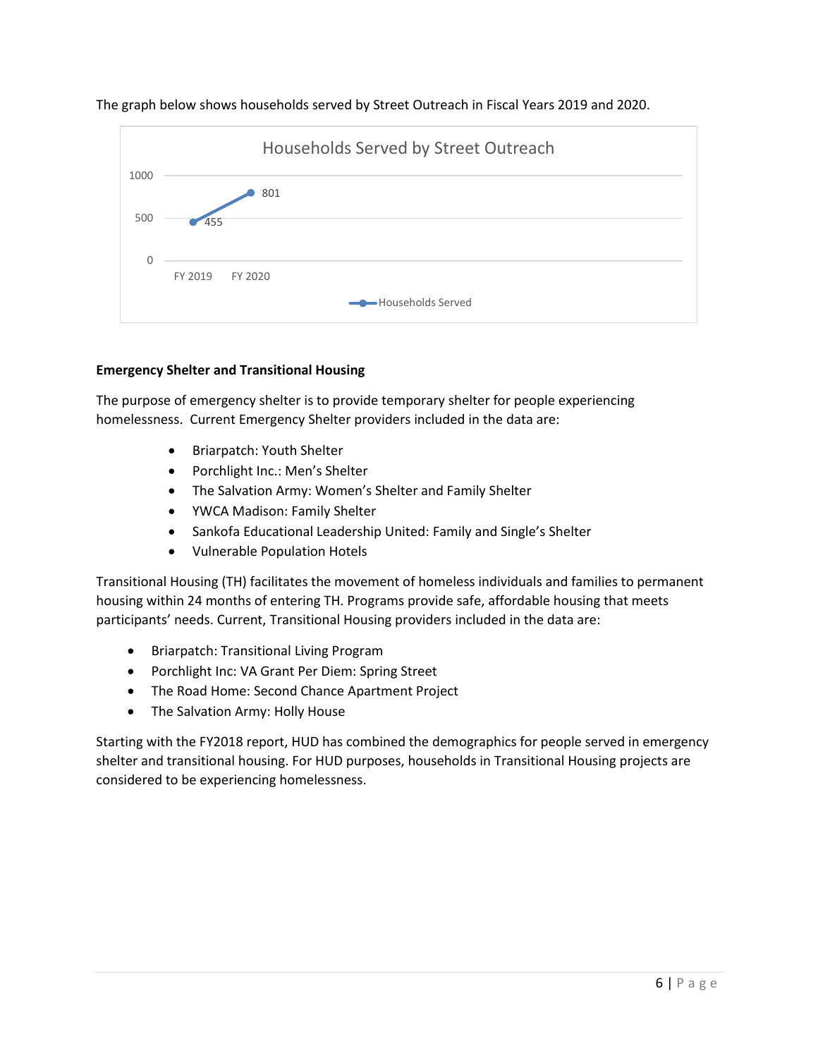The graph below shows households served by Street Outreach in Fiscal Years 2019 and 2020.

Households Served by Street Outreach

| | Households Served |
|---|---|
| FY 2019 | 455 |
| FY 2020 | 801 |

**Emergency Shelter and Transitional Housing**

The purpose of emergency shelter is to provide temporary shelter for people experiencing homelessness. Current Emergency Shelter providers included in the data are:

- Briarpatch: Youth Shelter
- Porchlight Inc.: Men's Shelter
- The Salvation Army: Women's Shelter and Family Shelter
- YWCA Madison: Family Shelter
- Sankofa Educational Leadership United: Family and Single's Shelter
- Vulnerable Population Hotels

Transitional Housing (TH) facilitates the movement of homeless individuals and families to permanent housing within 24 months of entering TH. Programs provide safe, affordable housing that meets participants' needs. Current, Transitional Housing providers included in the data are:

- Briarpatch: Transitional Living Program
- Porchlight Inc: VA Grant Per Diem: Spring Street
- The Road Home: Second Chance Apartment Project
- The Salvation Army: Holly House

Starting with the FY2018 report, HUD has combined the demographics for people served in emergency shelter and transitional housing. For HUD purposes, households in Transitional Housing projects are considered to be experiencing homelessness.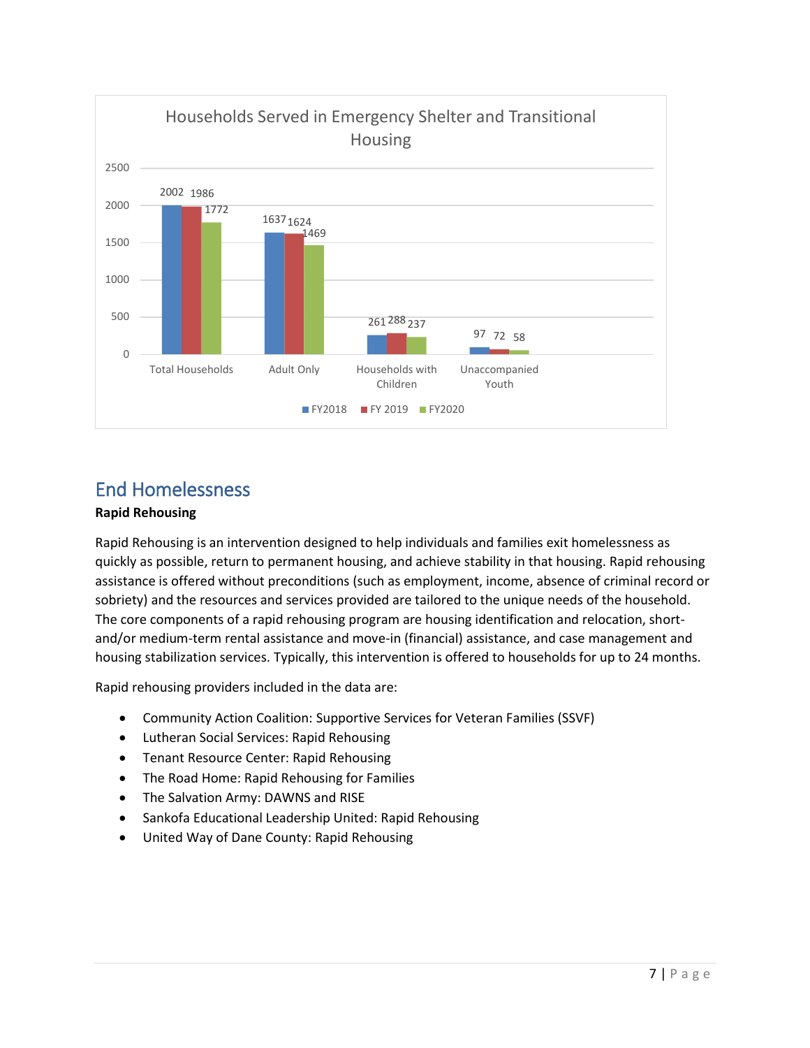**Households Served in Emergency Shelter and Transitional Housing**

| | FY2018 | FY 2019 | FY2020 |
|---|---|---|---|
| Total Households | 2002 | 1986 | 1772 |
| Adult Only | 1637 | 1624 | 1469 |
| Households with Children | 261 | 288 | 237 |
| Unaccompanied Youth | 97 | 72 | 58 |

## End Homelessness

**Rapid Rehousing**

Rapid Rehousing is an intervention designed to help individuals and families exit homelessness as quickly as possible, return to permanent housing, and achieve stability in that housing. Rapid rehousing assistance is offered without preconditions (such as employment, income, absence of criminal record or sobriety) and the resources and services provided are tailored to the unique needs of the household. The core components of a rapid rehousing program are housing identification and relocation, short- and/or medium-term rental assistance and move-in (financial) assistance, and case management and housing stabilization services. Typically, this intervention is offered to households for up to 24 months.

Rapid rehousing providers included in the data are:

- Community Action Coalition: Supportive Services for Veteran Families (SSVF)
- Lutheran Social Services: Rapid Rehousing
- Tenant Resource Center: Rapid Rehousing
- The Road Home: Rapid Rehousing for Families
- The Salvation Army: DAWNS and RISE
- Sankofa Educational Leadership United: Rapid Rehousing
- United Way of Dane County: Rapid Rehousing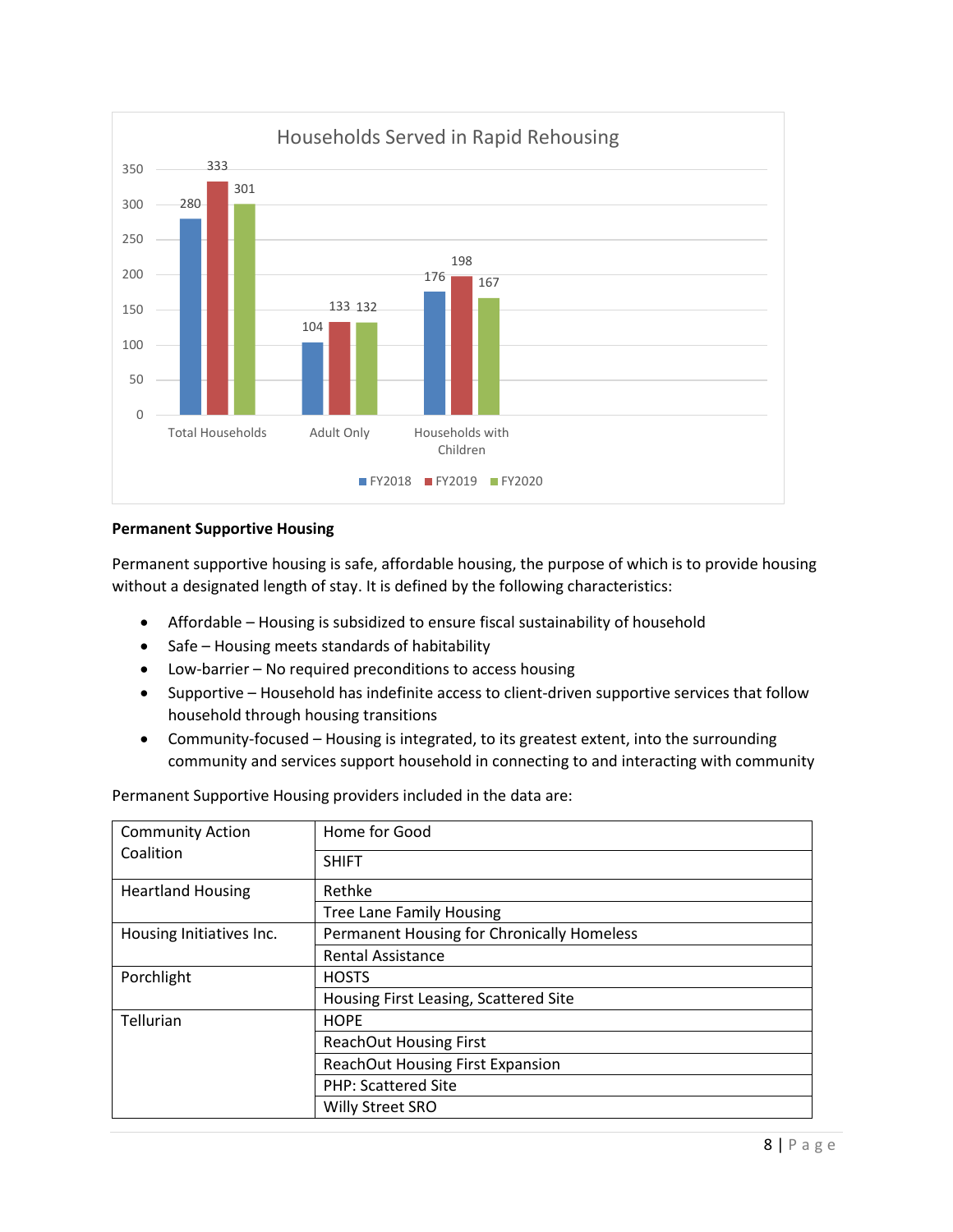**Households Served in Rapid Rehousing**

| | FY2018 | FY2019 | FY2020 |
|---|---|---|---|
| Total Households | 280 | 333 | 301 |
| Adult Only | 104 | 133 | 132 |
| Households with Children | 176 | 198 | 167 |

**Permanent Supportive Housing**

Permanent supportive housing is safe, affordable housing, the purpose of which is to provide housing without a designated length of stay. It is defined by the following characteristics:

- Affordable – Housing is subsidized to ensure fiscal sustainability of household
- Safe – Housing meets standards of habitability
- Low-barrier – No required preconditions to access housing
- Supportive – Household has indefinite access to client-driven supportive services that follow household through housing transitions
- Community-focused – Housing is integrated, to its greatest extent, into the surrounding community and services support household in connecting to and interacting with community

Permanent Supportive Housing providers included in the data are:

| Provider | Program |
|---|---|
| Community Action Coalition | Home for Good |
| | SHIFT |
| Heartland Housing | Rethke |
| | Tree Lane Family Housing |
| Housing Initiatives Inc. | Permanent Housing for Chronically Homeless |
| | Rental Assistance |
| Porchlight | HOSTS |
| | Housing First Leasing, Scattered Site |
| Tellurian | HOPE |
| | ReachOut Housing First |
| | ReachOut Housing First Expansion |
| | PHP: Scattered Site |
| | Willy Street SRO |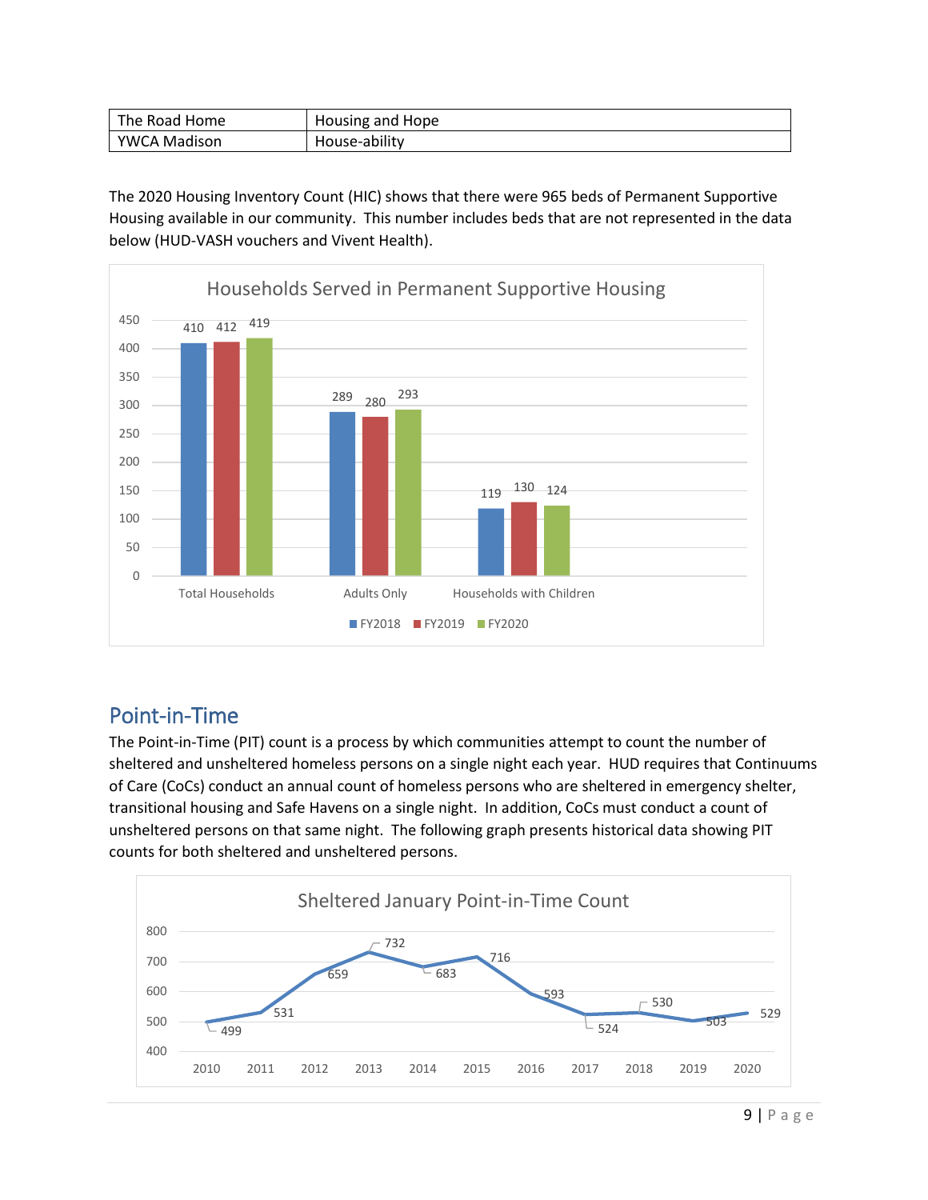| The Road Home | Housing and Hope |
|---|---|
| YWCA Madison | House-ability |

The 2020 Housing Inventory Count (HIC) shows that there were 965 beds of Permanent Supportive Housing available in our community. This number includes beds that are not represented in the data below (HUD-VASH vouchers and Vivent Health).

**Households Served in Permanent Supportive Housing**

| | FY2018 | FY2019 | FY2020 |
|---|---|---|---|
| Total Households | 410 | 412 | 419 |
| Adults Only | 289 | 280 | 293 |
| Households with Children | 119 | 130 | 124 |

## Point-in-Time

The Point-in-Time (PIT) count is a process by which communities attempt to count the number of sheltered and unsheltered homeless persons on a single night each year. HUD requires that Continuums of Care (CoCs) conduct an annual count of homeless persons who are sheltered in emergency shelter, transitional housing and Safe Havens on a single night. In addition, CoCs must conduct a count of unsheltered persons on that same night. The following graph presents historical data showing PIT counts for both sheltered and unsheltered persons.

**Sheltered January Point-in-Time Count**

| Year | 2010 | 2011 | 2012 | 2013 | 2014 | 2015 | 2016 | 2017 | 2018 | 2019 | 2020 |
|---|---|---|---|---|---|---|---|---|---|---|---|
| Count | 499 | 531 | 659 | 732 | 683 | 716 | 593 | 524 | 530 | 503 | 529 |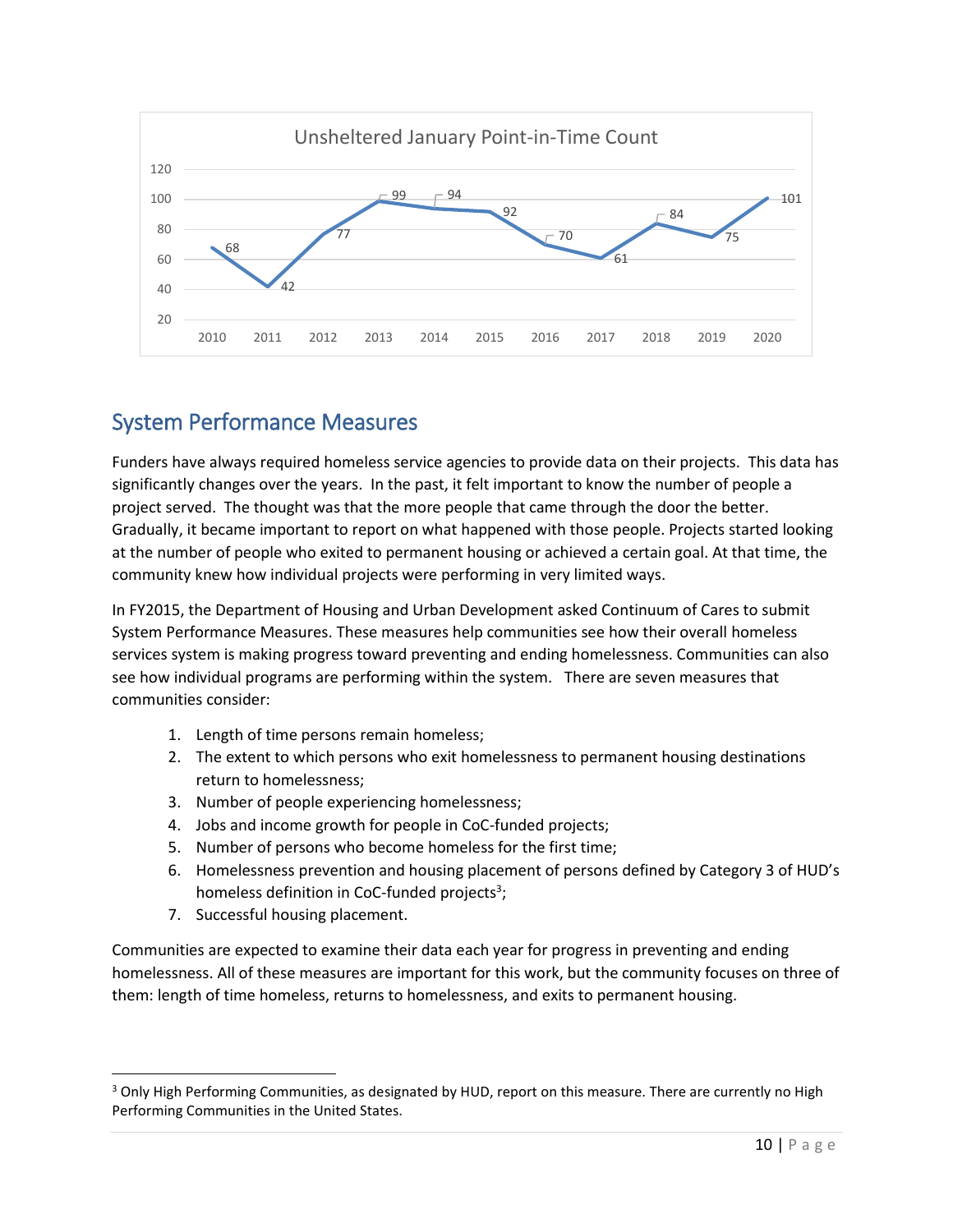Unsheltered January Point-in-Time Count

| Year | Count |
|---|---|
| 2010 | 68 |
| 2011 | 42 |
| 2012 | 77 |
| 2013 | 99 |
| 2014 | 94 |
| 2015 | 92 |
| 2016 | 70 |
| 2017 | 61 |
| 2018 | 84 |
| 2019 | 75 |
| 2020 | 101 |

## System Performance Measures

Funders have always required homeless service agencies to provide data on their projects. This data has significantly changes over the years. In the past, it felt important to know the number of people a project served. The thought was that the more people that came through the door the better. Gradually, it became important to report on what happened with those people. Projects started looking at the number of people who exited to permanent housing or achieved a certain goal. At that time, the community knew how individual projects were performing in very limited ways.

In FY2015, the Department of Housing and Urban Development asked Continuum of Cares to submit System Performance Measures. These measures help communities see how their overall homeless services system is making progress toward preventing and ending homelessness. Communities can also see how individual programs are performing within the system. There are seven measures that communities consider:

1. Length of time persons remain homeless;
2. The extent to which persons who exit homelessness to permanent housing destinations return to homelessness;
3. Number of people experiencing homelessness;
4. Jobs and income growth for people in CoC-funded projects;
5. Number of persons who become homeless for the first time;
6. Homelessness prevention and housing placement of persons defined by Category 3 of HUD's homeless definition in CoC-funded projects[3];
7. Successful housing placement.

Communities are expected to examine their data each year for progress in preventing and ending homelessness. All of these measures are important for this work, but the community focuses on three of them: length of time homeless, returns to homelessness, and exits to permanent housing.

[3] Only High Performing Communities, as designated by HUD, report on this measure. There are currently no High Performing Communities in the United States.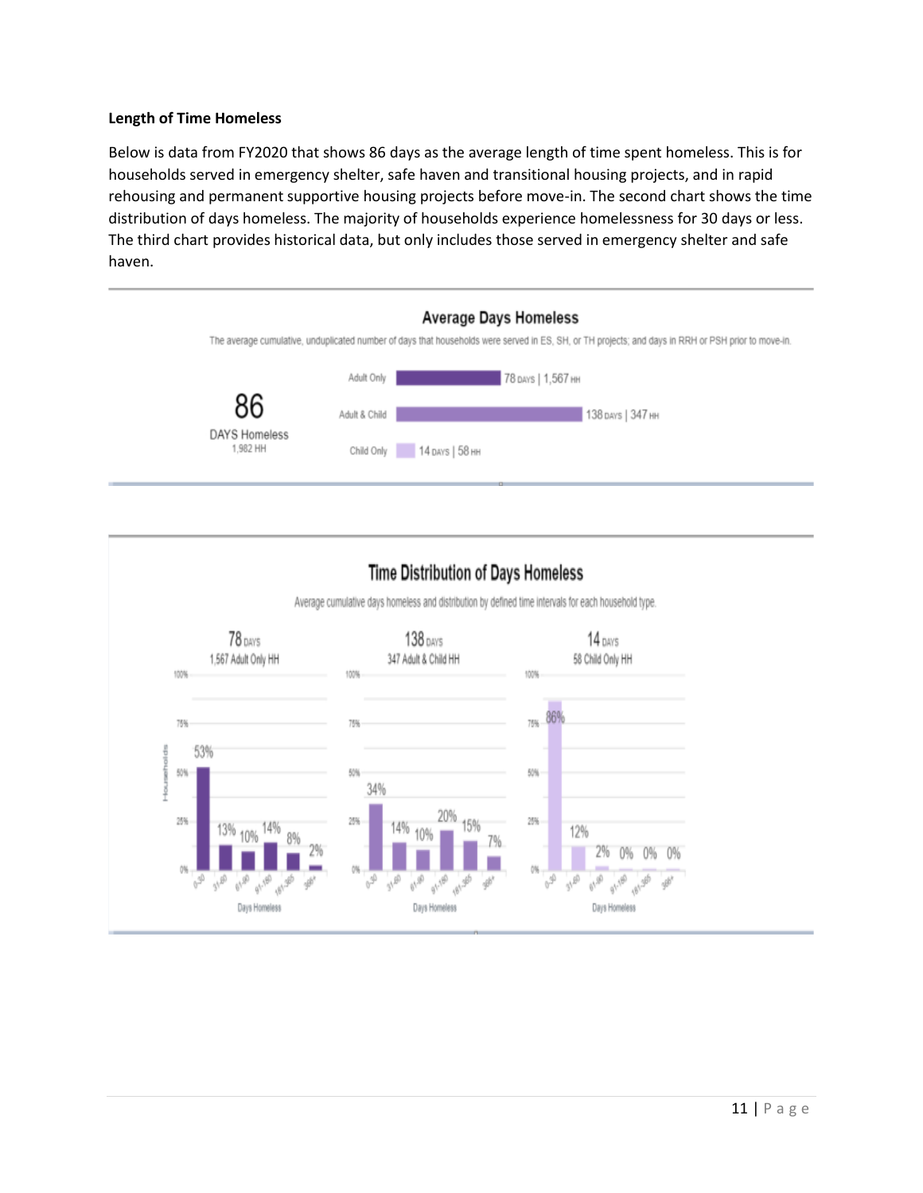**Length of Time Homeless**

Below is data from FY2020 that shows 86 days as the average length of time spent homeless. This is for households served in emergency shelter, safe haven and transitional housing projects, and in rapid rehousing and permanent supportive housing projects before move-in. The second chart shows the time distribution of days homeless. The majority of households experience homelessness for 30 days or less. The third chart provides historical data, but only includes those served in emergency shelter and safe haven.

**Average Days Homeless**

The average cumulative, unduplicated number of days that households were served in ES, SH, or TH projects; and days in RRH or PSH prior to move-in.

86 DAYS Homeless — 1,982 HH

| Household Type | Days | Households |
|---|---|---|
| Adult Only | 78 days | 1,567 HH |
| Adult & Child | 138 days | 347 HH |
| Child Only | 14 days | 58 HH |

**Time Distribution of Days Homeless**

Average cumulative days homeless and distribution by defined time intervals for each household type.

| Days Homeless | 78 days — 1,567 Adult Only HH | 138 days — 347 Adult & Child HH | 14 days — 58 Child Only HH |
|---|---|---|---|
| 0-30 | 53% | 34% | 86% |
| 31-60 | 13% | 14% | 12% |
| 61-90 | 10% | 10% | 2% |
| 91-180 | 14% | 20% | 0% |
| 181-365 | 8% | 15% | 0% |
| 366+ | 2% | 7% | 0% |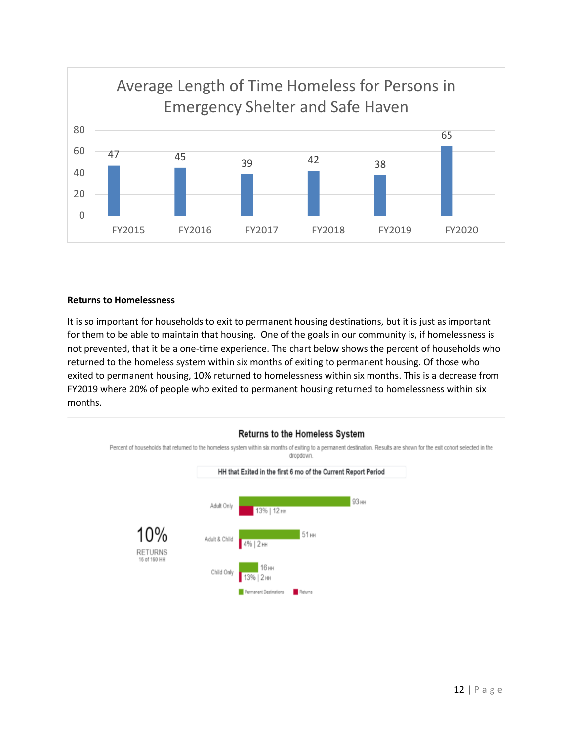### Average Length of Time Homeless for Persons in Emergency Shelter and Safe Haven

| | FY2015 | FY2016 | FY2017 | FY2018 | FY2019 | FY2020 |
|---|---|---|---|---|---|---|
| Average Length of Time Homeless | 47 | 45 | 39 | 42 | 38 | 65 |

**Returns to Homelessness**

It is so important for households to exit to permanent housing destinations, but it is just as important for them to be able to maintain that housing. One of the goals in our community is, if homelessness is not prevented, that it be a one-time experience. The chart below shows the percent of households who returned to the homeless system within six months of exiting to permanent housing. Of those who exited to permanent housing, 10% returned to homelessness within six months. This is a decrease from FY2019 where 20% of people who exited to permanent housing returned to homelessness within six months.

### Returns to the Homeless System

Percent of households that returned to the homeless system within six months of exiting to a permanent destination. Results are shown for the exit cohort selected in the dropdown.

HH that Exited in the first 6 mo of the Current Report Period

**10%** RETURNS
16 of 160 HH

| | Permanent Destinations | Returns |
|---|---|---|
| Adult Only | 93 HH | 13% \| 12 HH |
| Adult & Child | 51 HH | 4% \| 2 HH |
| Child Only | 16 HH | 13% \| 2 HH |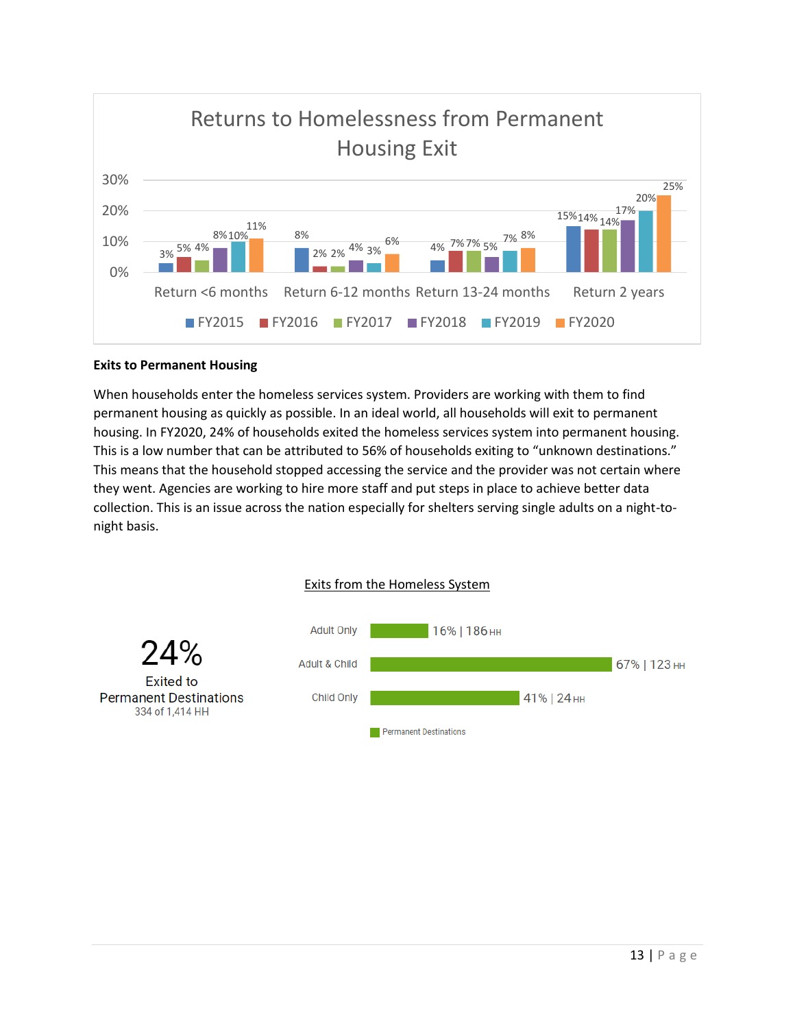## Returns to Homelessness from Permanent Housing Exit

| | FY2015 | FY2016 | FY2017 | FY2018 | FY2019 | FY2020 |
|---|---|---|---|---|---|---|
| Return <6 months | 3% | 5% | 4% | 8% | 10% | 11% |
| Return 6-12 months | 8% | 2% | 2% | 4% | 3% | 6% |
| Return 13-24 months | 4% | 7% | 7% | 5% | 7% | 8% |
| Return 2 years | 15% | 14% | 14% | 17% | 20% | 25% |

**Exits to Permanent Housing**

When households enter the homeless services system. Providers are working with them to find permanent housing as quickly as possible. In an ideal world, all households will exit to permanent housing. In FY2020, 24% of households exited the homeless services system into permanent housing. This is a low number that can be attributed to 56% of households exiting to "unknown destinations." This means that the household stopped accessing the service and the provider was not certain where they went. Agencies are working to hire more staff and put steps in place to achieve better data collection. This is an issue across the nation especially for shelters serving single adults on a night-to-night basis.

Exits from the Homeless System

**24%**
Exited to
Permanent Destinations
334 of 1,414 HH

| | Permanent Destinations |
|---|---|
| Adult Only | 16% \| 186 HH |
| Adult & Child | 67% \| 123 HH |
| Child Only | 41% \| 24 HH |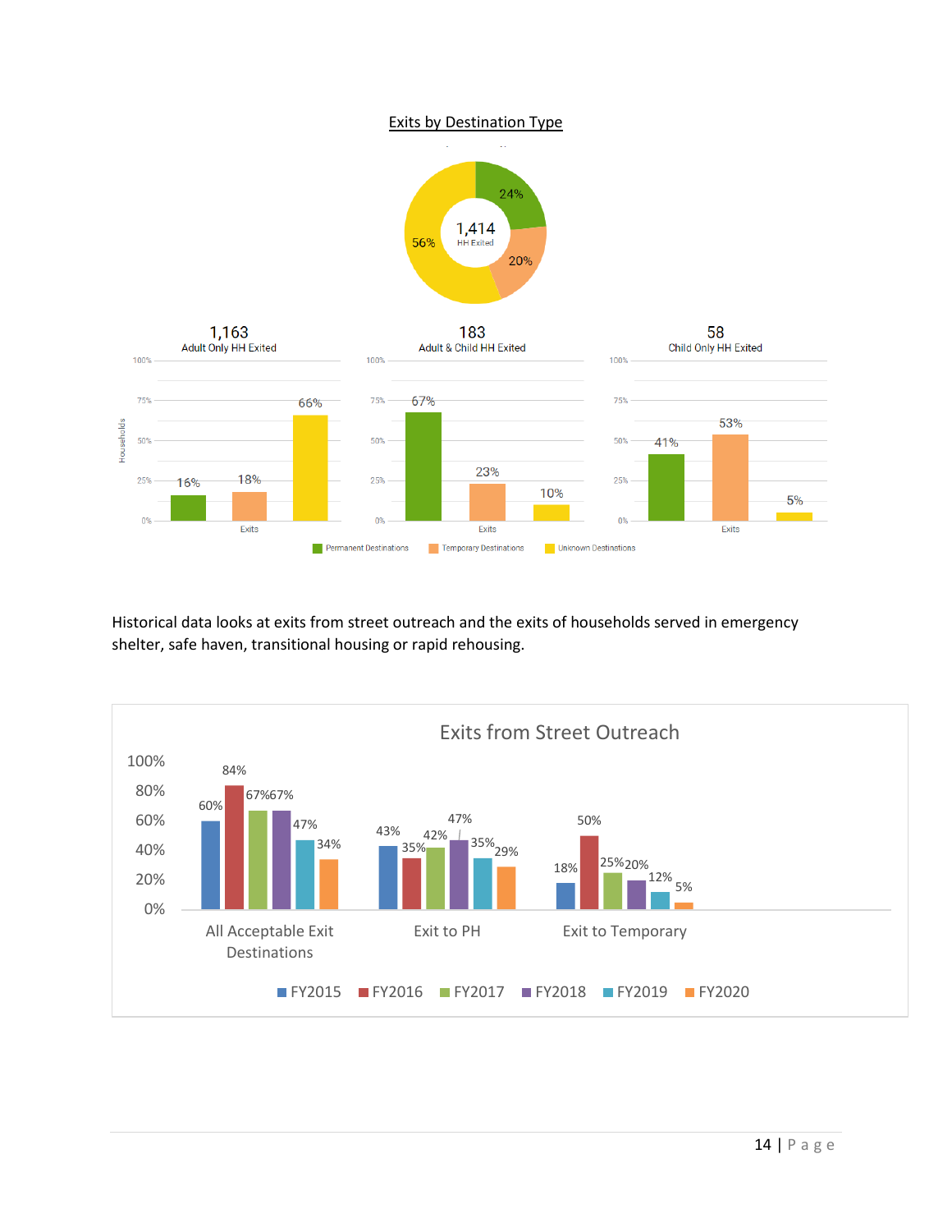<u>Exits by Destination Type</u>

| | Permanent Destinations | Temporary Destinations | Unknown Destinations |
|---|---|---|---|
| All (1,414 HH Exited) | 24% | 20% | 56% |
| Adult Only HH Exited (1,163) | 16% | 18% | 66% |
| Adult & Child HH Exited (183) | 67% | 23% | 10% |
| Child Only HH Exited (58) | 41% | 53% | 5% |

Historical data looks at exits from street outreach and the exits of households served in emergency shelter, safe haven, transitional housing or rapid rehousing.

**Exits from Street Outreach**

| | FY2015 | FY2016 | FY2017 | FY2018 | FY2019 | FY2020 |
|---|---|---|---|---|---|---|
| All Acceptable Exit Destinations | 60% | 84% | 67% | 67% | 47% | 34% |
| Exit to PH | 43% | 35% | 42% | 47% | 35% | 29% |
| Exit to Temporary | 18% | 50% | 25% | 20% | 12% | 5% |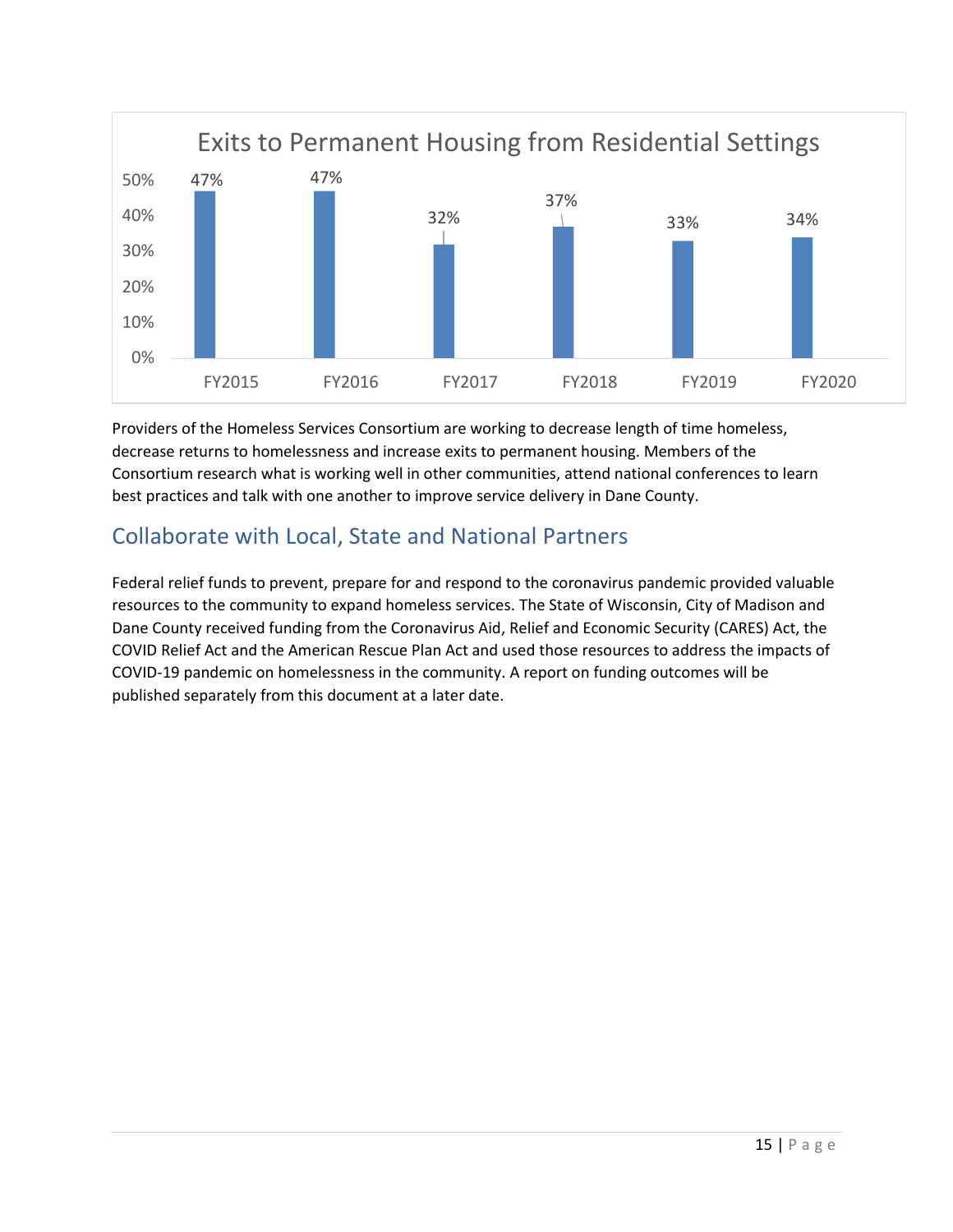Exits to Permanent Housing from Residential Settings

50%
40%
30%
20%
10%
0%

47%
47%
32%
37%
33%
34%

FY2015
FY2016
FY2017
FY2018
FY2019
FY2020

Providers of the Homeless Services Consortium are working to decrease length of time homeless, decrease returns to homelessness and increase exits to permanent housing. Members of the Consortium research what is working well in other communities, attend national conferences to learn best practices and talk with one another to improve service delivery in Dane County.

## Collaborate with Local, State and National Partners

Federal relief funds to prevent, prepare for and respond to the coronavirus pandemic provided valuable resources to the community to expand homeless services. The State of Wisconsin, City of Madison and Dane County received funding from the Coronavirus Aid, Relief and Economic Security (CARES) Act, the COVID Relief Act and the American Rescue Plan Act and used those resources to address the impacts of COVID-19 pandemic on homelessness in the community. A report on funding outcomes will be published separately from this document at a later date.